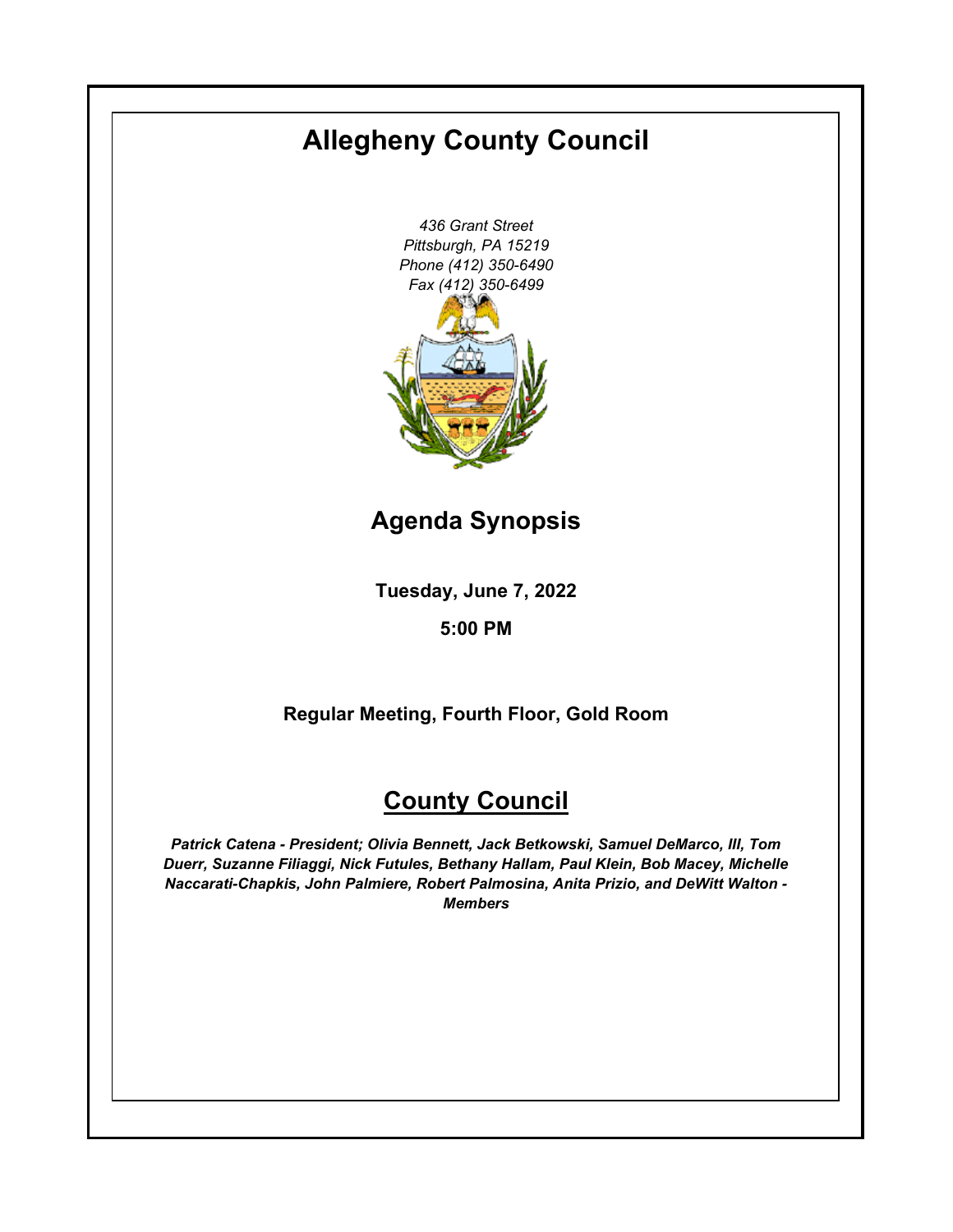# Allegheny County Council

*436 Grant Street*
*Pittsburgh, PA 15219*
*Phone (412) 350-6490*
*Fax (412) 350-6499*

## Agenda Synopsis

**Tuesday, June 7, 2022**

**5:00 PM**

**Regular Meeting, Fourth Floor, Gold Room**

## County Council

***Patrick Catena - President; Olivia Bennett, Jack Betkowski, Samuel DeMarco, III, Tom Duerr, Suzanne Filiaggi, Nick Futules, Bethany Hallam, Paul Klein, Bob Macey, Michelle Naccarati-Chapkis, John Palmiere, Robert Palmosina, Anita Prizio, and DeWitt Walton - Members***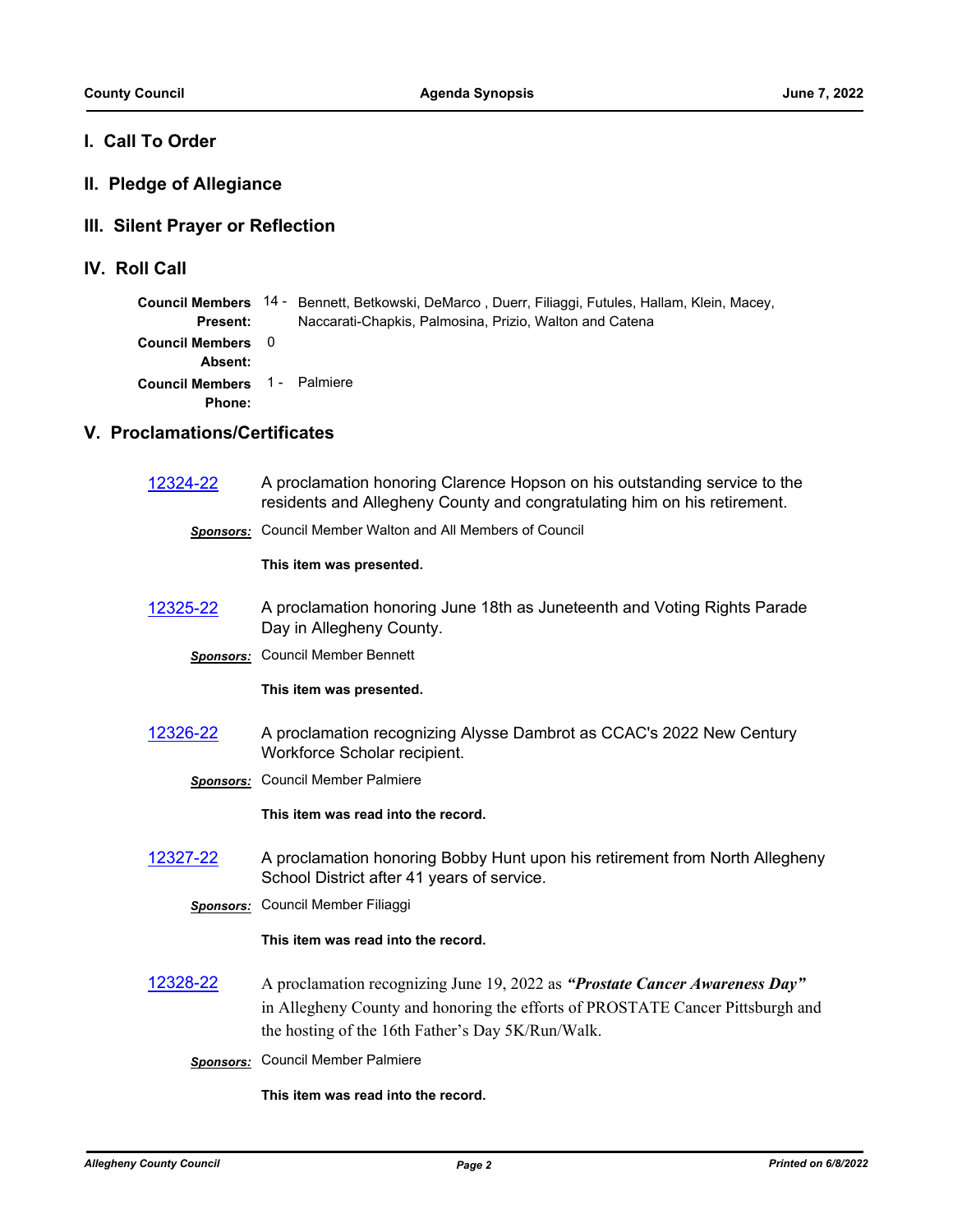## I. Call To Order

## II. Pledge of Allegiance

## III. Silent Prayer or Reflection

## IV. Roll Call

| | | |
|---|---|---|
| **Council Members Present:** | 14 - | Bennett, Betkowski, DeMarco , Duerr, Filiaggi, Futules, Hallam, Klein, Macey, Naccarati-Chapkis, Palmosina, Prizio, Walton and Catena |
| **Council Members Absent:** | 0 | |
| **Council Members Phone:** | 1 - | Palmiere |

## V. Proclamations/Certificates

**12324-22** A proclamation honoring Clarence Hopson on his outstanding service to the residents and Allegheny County and congratulating him on his retirement.

***Sponsors:*** Council Member Walton and All Members of Council

**This item was presented.**

**12325-22** A proclamation honoring June 18th as Juneteenth and Voting Rights Parade Day in Allegheny County.

***Sponsors:*** Council Member Bennett

**This item was presented.**

**12326-22** A proclamation recognizing Alysse Dambrot as CCAC's 2022 New Century Workforce Scholar recipient.

***Sponsors:*** Council Member Palmiere

**This item was read into the record.**

**12327-22** A proclamation honoring Bobby Hunt upon his retirement from North Allegheny School District after 41 years of service.

***Sponsors:*** Council Member Filiaggi

**This item was read into the record.**

**12328-22** A proclamation recognizing June 19, 2022 as ***"Prostate Cancer Awareness Day"*** in Allegheny County and honoring the efforts of PROSTATE Cancer Pittsburgh and the hosting of the 16th Father's Day 5K/Run/Walk.

***Sponsors:*** Council Member Palmiere

**This item was read into the record.**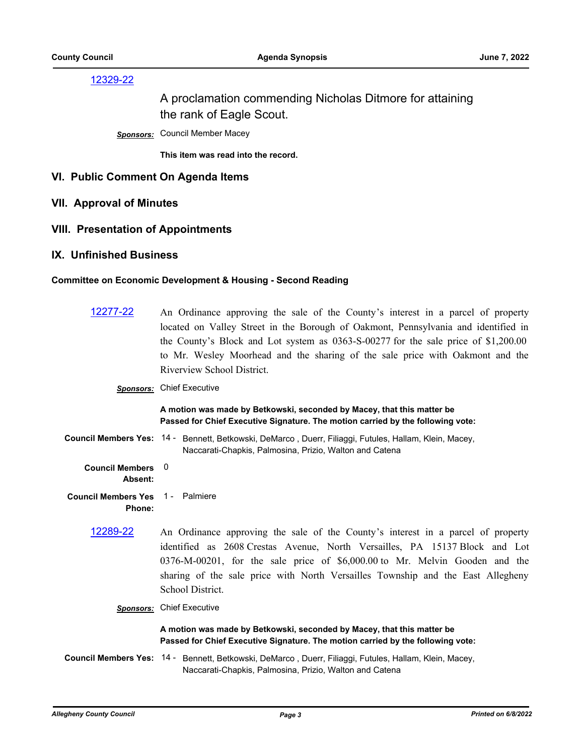12329-22

A proclamation commending Nicholas Ditmore for attaining the rank of Eagle Scout.

***Sponsors:*** Council Member Macey

**This item was read into the record.**

## VI. Public Comment On Agenda Items

## VII. Approval of Minutes

## VIII. Presentation of Appointments

## IX. Unfinished Business

### Committee on Economic Development & Housing - Second Reading

12277-22

An Ordinance approving the sale of the County's interest in a parcel of property located on Valley Street in the Borough of Oakmont, Pennsylvania and identified in the County's Block and Lot system as 0363-S-00277 for the sale price of $1,200.00 to Mr. Wesley Moorhead and the sharing of the sale price with Oakmont and the Riverview School District.

***Sponsors:*** Chief Executive

**A motion was made by Betkowski, seconded by Macey, that this matter be Passed for Chief Executive Signature. The motion carried by the following vote:**

**Council Members Yes:** 14 - Bennett, Betkowski, DeMarco , Duerr, Filiaggi, Futules, Hallam, Klein, Macey, Naccarati-Chapkis, Palmosina, Prizio, Walton and Catena

**Council Members Absent:** 0

**Council Members Yes Phone:** 1 - Palmiere

12289-22

An Ordinance approving the sale of the County's interest in a parcel of property identified as 2608 Crestas Avenue, North Versailles, PA 15137 Block and Lot 0376-M-00201, for the sale price of $6,000.00 to Mr. Melvin Gooden and the sharing of the sale price with North Versailles Township and the East Allegheny School District.

***Sponsors:*** Chief Executive

**A motion was made by Betkowski, seconded by Macey, that this matter be Passed for Chief Executive Signature. The motion carried by the following vote:**

**Council Members Yes:** 14 - Bennett, Betkowski, DeMarco , Duerr, Filiaggi, Futules, Hallam, Klein, Macey, Naccarati-Chapkis, Palmosina, Prizio, Walton and Catena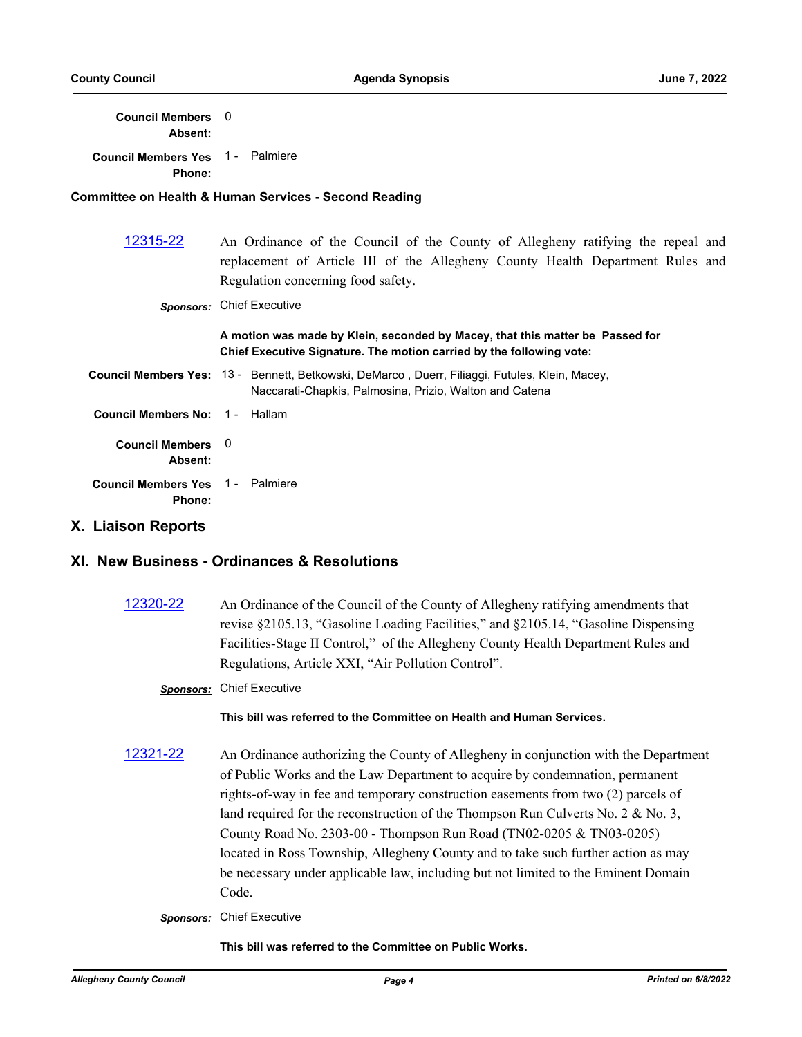**Council Members Absent:** 0

**Council Members Yes Phone:** 1 - Palmiere

**Committee on Health & Human Services - Second Reading**

[12315-22](12315-22) An Ordinance of the Council of the County of Allegheny ratifying the repeal and replacement of Article III of the Allegheny County Health Department Rules and Regulation concerning food safety.

***Sponsors:*** Chief Executive

**A motion was made by Klein, seconded by Macey, that this matter be Passed for Chief Executive Signature. The motion carried by the following vote:**

**Council Members Yes:** 13 - Bennett, Betkowski, DeMarco , Duerr, Filiaggi, Futules, Klein, Macey, Naccarati-Chapkis, Palmosina, Prizio, Walton and Catena

**Council Members No:** 1 - Hallam

**Council Members Absent:** 0

**Council Members Yes Phone:** 1 - Palmiere

## X. Liaison Reports

## XI. New Business - Ordinances & Resolutions

[12320-22](12320-22) An Ordinance of the Council of the County of Allegheny ratifying amendments that revise §2105.13, "Gasoline Loading Facilities," and §2105.14, "Gasoline Dispensing Facilities-Stage II Control," of the Allegheny County Health Department Rules and Regulations, Article XXI, "Air Pollution Control".

***Sponsors:*** Chief Executive

**This bill was referred to the Committee on Health and Human Services.**

[12321-22](12321-22) An Ordinance authorizing the County of Allegheny in conjunction with the Department of Public Works and the Law Department to acquire by condemnation, permanent rights-of-way in fee and temporary construction easements from two (2) parcels of land required for the reconstruction of the Thompson Run Culverts No. 2 & No. 3, County Road No. 2303-00 - Thompson Run Road (TN02-0205 & TN03-0205) located in Ross Township, Allegheny County and to take such further action as may be necessary under applicable law, including but not limited to the Eminent Domain Code.

***Sponsors:*** Chief Executive

**This bill was referred to the Committee on Public Works.**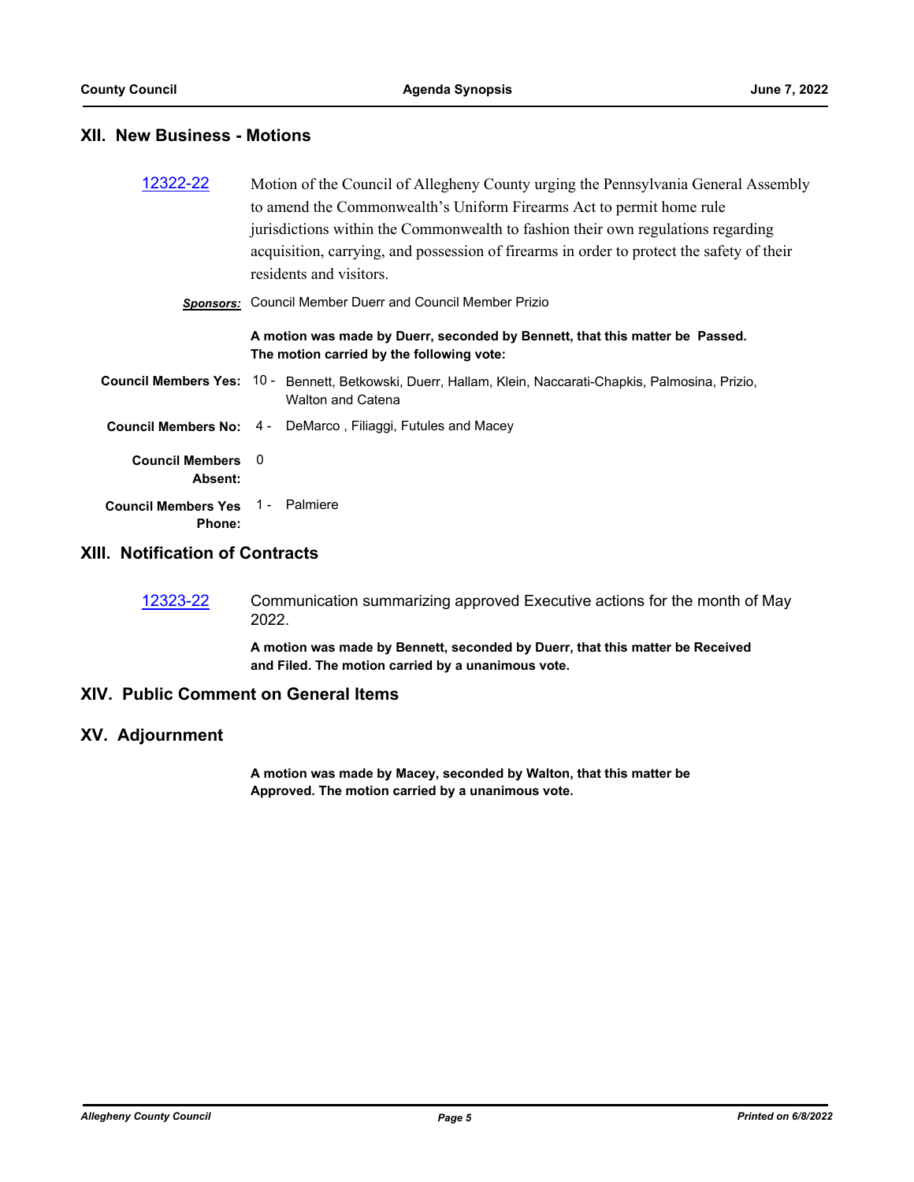## XII. New Business - Motions

[12322-22](#) Motion of the Council of Allegheny County urging the Pennsylvania General Assembly to amend the Commonwealth's Uniform Firearms Act to permit home rule jurisdictions within the Commonwealth to fashion their own regulations regarding acquisition, carrying, and possession of firearms in order to protect the safety of their residents and visitors.

***Sponsors:*** Council Member Duerr and Council Member Prizio

**A motion was made by Duerr, seconded by Bennett, that this matter be Passed. The motion carried by the following vote:**

**Council Members Yes:** 10 - Bennett, Betkowski, Duerr, Hallam, Klein, Naccarati-Chapkis, Palmosina, Prizio, Walton and Catena

**Council Members No:** 4 - DeMarco , Filiaggi, Futules and Macey

**Council Members Absent:** 0

**Council Members Yes Phone:** 1 - Palmiere

## XIII. Notification of Contracts

[12323-22](#) Communication summarizing approved Executive actions for the month of May 2022.

**A motion was made by Bennett, seconded by Duerr, that this matter be Received and Filed. The motion carried by a unanimous vote.**

## XIV. Public Comment on General Items

## XV. Adjournment

**A motion was made by Macey, seconded by Walton, that this matter be Approved. The motion carried by a unanimous vote.**